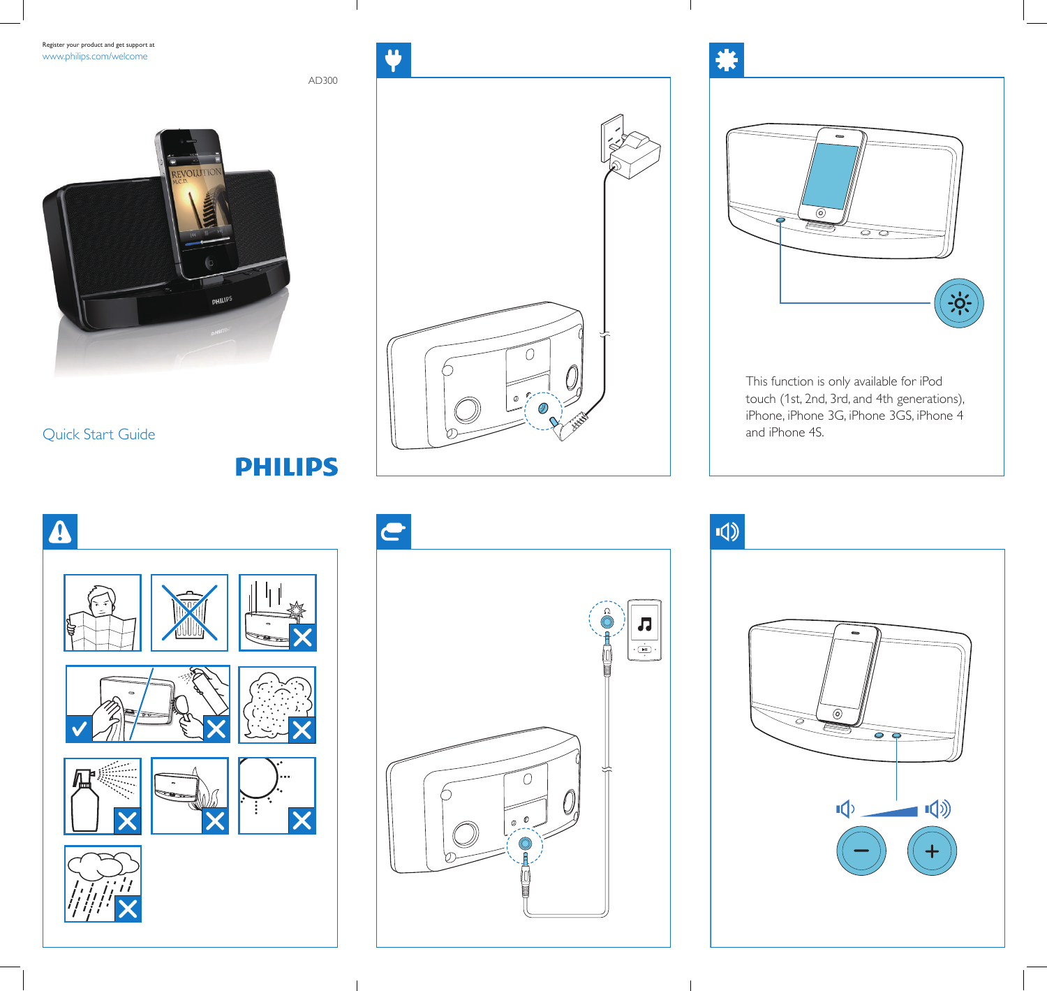Register your product and get support at
www.philips.com/welcome

AD300

Quick Start Guide

PHILIPS

This function is only available for iPod touch (1st, 2nd, 3rd, and 4th generations), iPhone, iPhone 3G, iPhone 3GS, iPhone 4 and iPhone 4S.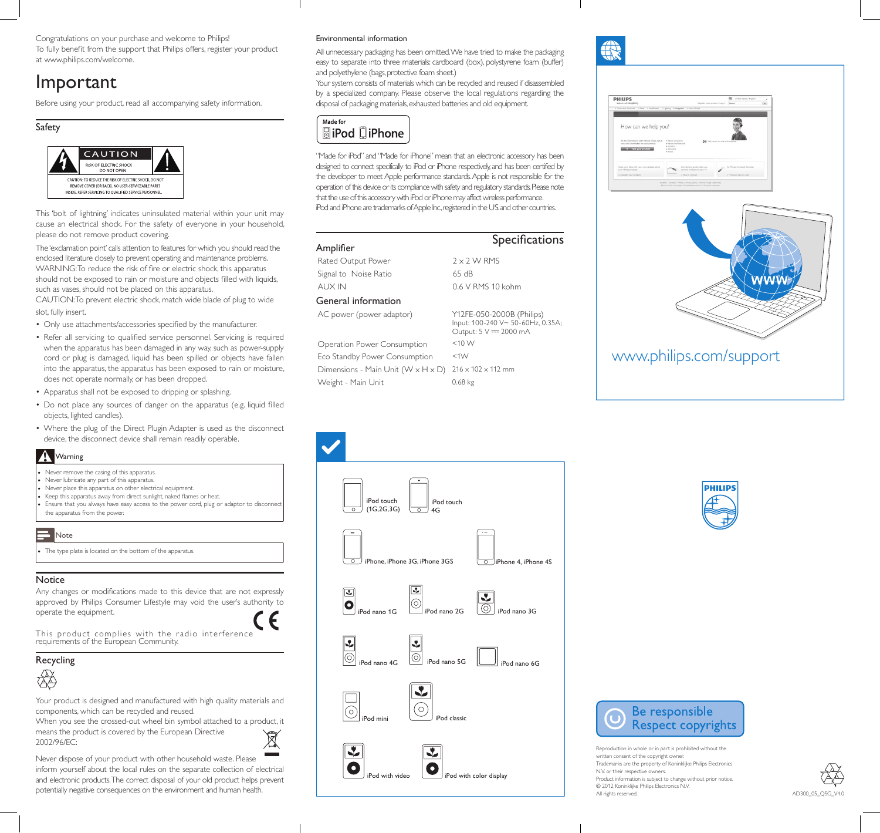Congratulations on your purchase and welcome to Philips!
To fully benefit from the support that Philips offers, register your product at www.philips.com/welcome.

# Important

Before using your product, read all accompanying safety information.

## Safety

CAUTION
RISK OF ELECTRIC SHOCK
DO NOT OPEN

CAUTION: TO REDUCE THE RISK OF ELECTRIC SHOCK, DO NOT REMOVE COVER (OR BACK). NO USER-SERVICEABLE PARTS INSIDE. REFER SERVICING TO QUALIFIED SERVICE PERSONNEL.

This 'bolt of lightning' indicates uninsulated material within your unit may cause an electrical shock. For the safety of everyone in your household, please do not remove product covering.

The 'exclamation point' calls attention to features for which you should read the enclosed literature closely to prevent operating and maintenance problems.
WARNING: To reduce the risk of fire or electric shock, this apparatus should not be exposed to rain or moisture and objects filled with liquids, such as vases, should not be placed on this apparatus.
CAUTION: To prevent electric shock, match wide blade of plug to wide slot, fully insert.

- Only use attachments/accessories specified by the manufacturer.
- Refer all servicing to qualified service personnel. Servicing is required when the apparatus has been damaged in any way, such as power-supply cord or plug is damaged, liquid has been spilled or objects have fallen into the apparatus, the apparatus has been exposed to rain or moisture, does not operate normally, or has been dropped.
- Apparatus shall not be exposed to dripping or splashing.
- Do not place any sources of danger on the apparatus (e.g. liquid filled objects, lighted candles).
- Where the plug of the Direct Plugin Adapter is used as the disconnect device, the disconnect device shall remain readily operable.

**Warning**

- Never remove the casing of this apparatus.
- Never lubricate any part of this apparatus.
- Never place this apparatus on other electrical equipment.
- Keep this apparatus away from direct sunlight, naked flames or heat.
- Ensure that you always have easy access to the power cord, plug or adaptor to disconnect the apparatus from the power.

**Note**

- The type plate is located on the bottom of the apparatus.

## Notice

Any changes or modifications made to this device that are not expressly approved by Philips Consumer Lifestyle may void the user's authority to operate the equipment.

This product complies with the radio interference requirements of the European Community.

## Recycling

Your product is designed and manufactured with high quality materials and components, which can be recycled and reused.
When you see the crossed-out wheel bin symbol attached to a product, it means the product is covered by the European Directive 2002/96/EC:

Never dispose of your product with other household waste. Please inform yourself about the local rules on the separate collection of electrical and electronic products. The correct disposal of your old product helps prevent potentially negative consequences on the environment and human health.

## Environmental information

All unnecessary packaging has been omitted. We have tried to make the packaging easy to separate into three materials: cardboard (box), polystyrene foam (buffer) and polyethylene (bags, protective foam sheet.)
Your system consists of materials which can be recycled and reused if disassembled by a specialized company. Please observe the local regulations regarding the disposal of packaging materials, exhausted batteries and old equipment.

Made for iPod iPhone

"Made for iPod" and "Made for iPhone" mean that an electronic accessory has been designed to connect specifically to iPod or iPhone respectively, and has been certified by the developer to meet Apple performance standards. Apple is not responsible for the operation of this device or its compliance with safety and regulatory standards. Please note that the use of this accessory with iPod or iPhone may affect wireless performance.
iPod and iPhone are trademarks of Apple Inc., registered in the U.S. and other countries.

## Specifications

### Amplifier

| | |
|---|---|
| Rated Output Power | 2 x 2 W RMS |
| Signal to Noise Ratio | 65 dB |
| AUX IN | 0.6 V RMS 10 kohm |

### General information

| | |
|---|---|
| AC power (power adaptor) | Y12FE-050-2000B (Philips) Input: 100-240 V~ 50-60Hz, 0.35A; Output: 5 V ⎓ 2000 mA |
| Operation Power Consumption | <10 W |
| Eco Standby Power Consumption | <1W |
| Dimensions - Main Unit (W x H x D) | 216 x 102 x 112 mm |
| Weight - Main Unit | 0.68 kg |

iPod touch (1G,2G,3G)
iPod touch 4G
iPhone, iPhone 3G, iPhone 3GS
iPhone 4, iPhone 4S
iPod nano 1G
iPod nano 2G
iPod nano 3G
iPod nano 4G
iPod nano 5G
iPod nano 6G
iPod mini
iPod classic
iPod with video
iPod with color display

www.philips.com/support

Be responsible
Respect copyrights

Reproduction in whole or in part is prohibited without the written consent of the copyright owner.
Trademarks are the property of Koninklijke Philips Electronics N.V. or their respective owners.
Product information is subject to change without prior notice.
© 2012 Koninklijke Philips Electronics N.V.
All rights reserved.

AD300_05_QSG_V4.0